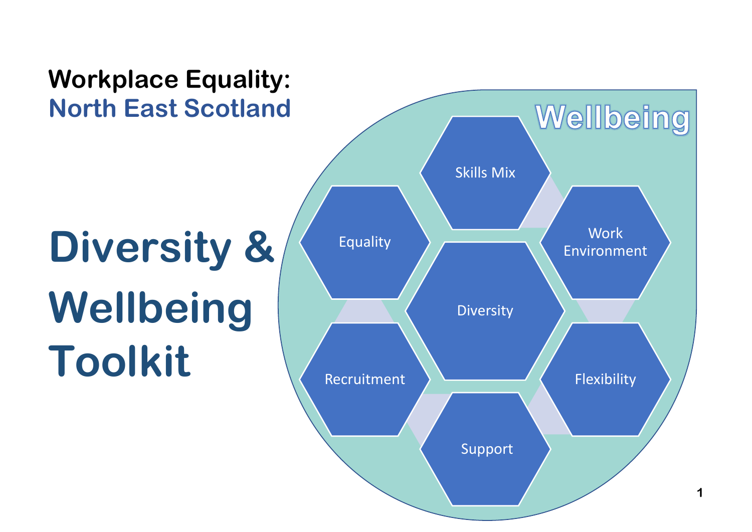**Workplace Equality:**
**North East Scotland**

# Diversity & Wellbeing Toolkit

Wellbeing

Skills Mix

Equality

Work Environment

Diversity

Recruitment

Flexibility

Support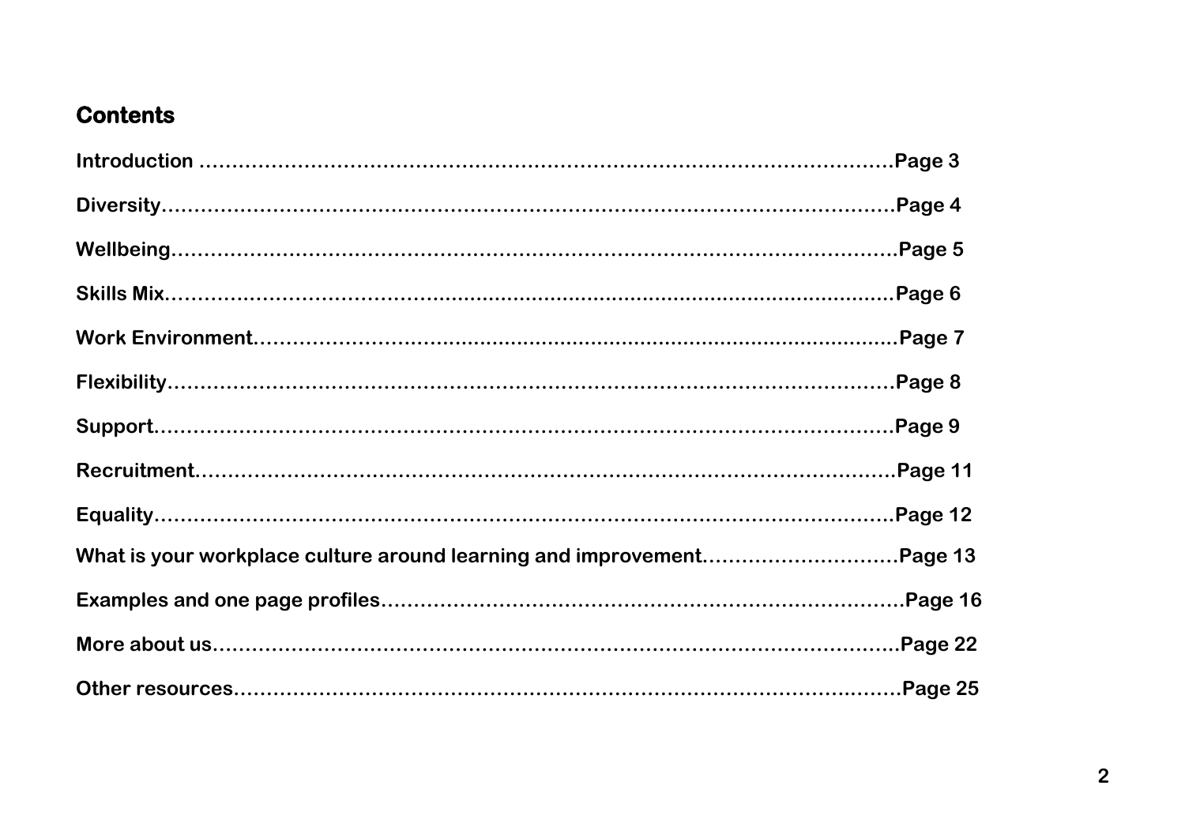## Contents

**Introduction ……………………………………………………………………………………………Page 3**

**Diversity…………………………………………………………………………………………………Page 4**

**Wellbeing………………………………………………………………………………………………Page 5**

**Skills Mix………………………………………………………………………………………………Page 6**

**Work Environment……………………………………………………………………………………Page 7**

**Flexibility………………………………………………………………………………………………Page 8**

**Support…………………………………………………………………………………………………Page 9**

**Recruitment……………………………………………………………………………………………Page 11**

**Equality…………………………………………………………………………………………………Page 12**

**What is your workplace culture around learning and improvement…………………………Page 13**

**Examples and one page profiles………………………………………………………………………Page 16**

**More about us…………………………………………………………………………………………Page 22**

**Other resources………………………………………………………………………………………Page 25**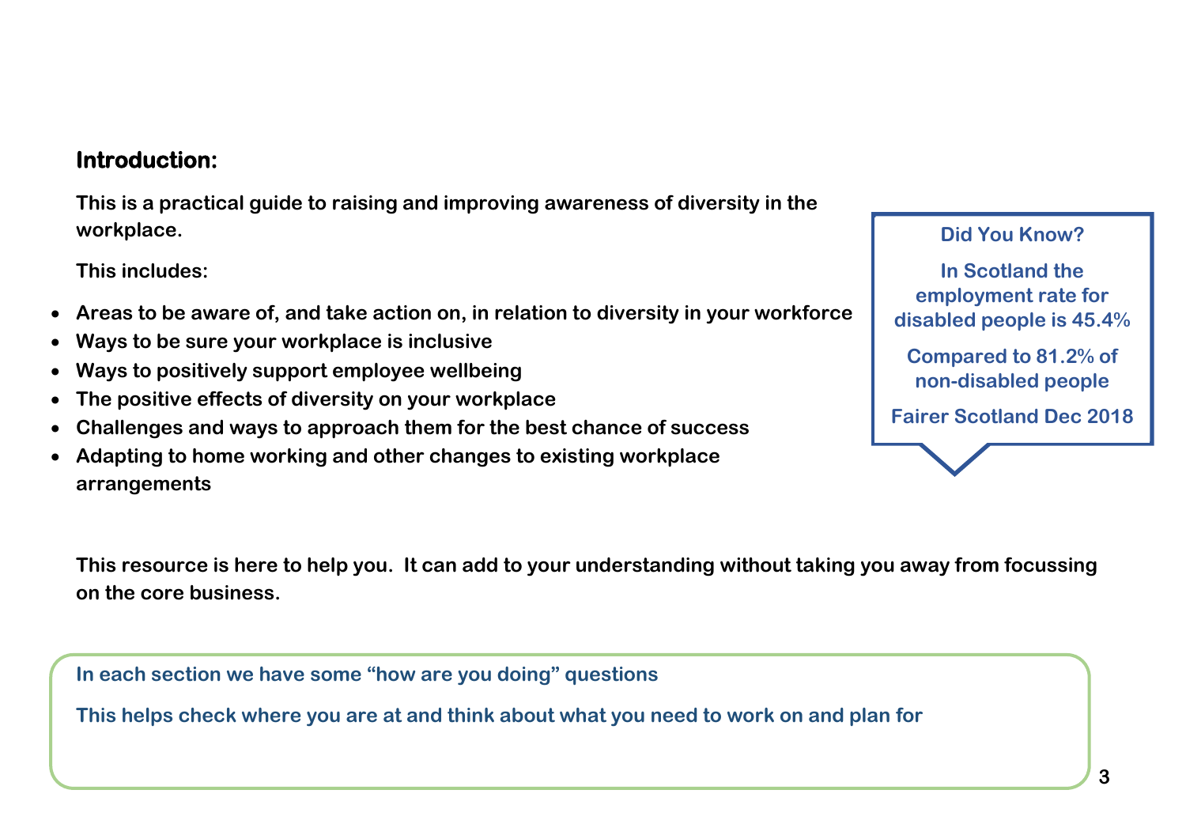## Introduction:

**This is a practical guide to raising and improving awareness of diversity in the workplace.**

**This includes:**

- **Areas to be aware of, and take action on, in relation to diversity in your workforce**
- **Ways to be sure your workplace is inclusive**
- **Ways to positively support employee wellbeing**
- **The positive effects of diversity on your workplace**
- **Challenges and ways to approach them for the best chance of success**
- **Adapting to home working and other changes to existing workplace arrangements**

> **Did You Know?**
>
> **In Scotland the employment rate for disabled people is 45.4%**
>
> **Compared to 81.2% of non-disabled people**
>
> **Fairer Scotland Dec 2018**

**This resource is here to help you. It can add to your understanding without taking you away from focussing on the core business.**

> **In each section we have some "how are you doing" questions**
>
> **This helps check where you are at and think about what you need to work on and plan for**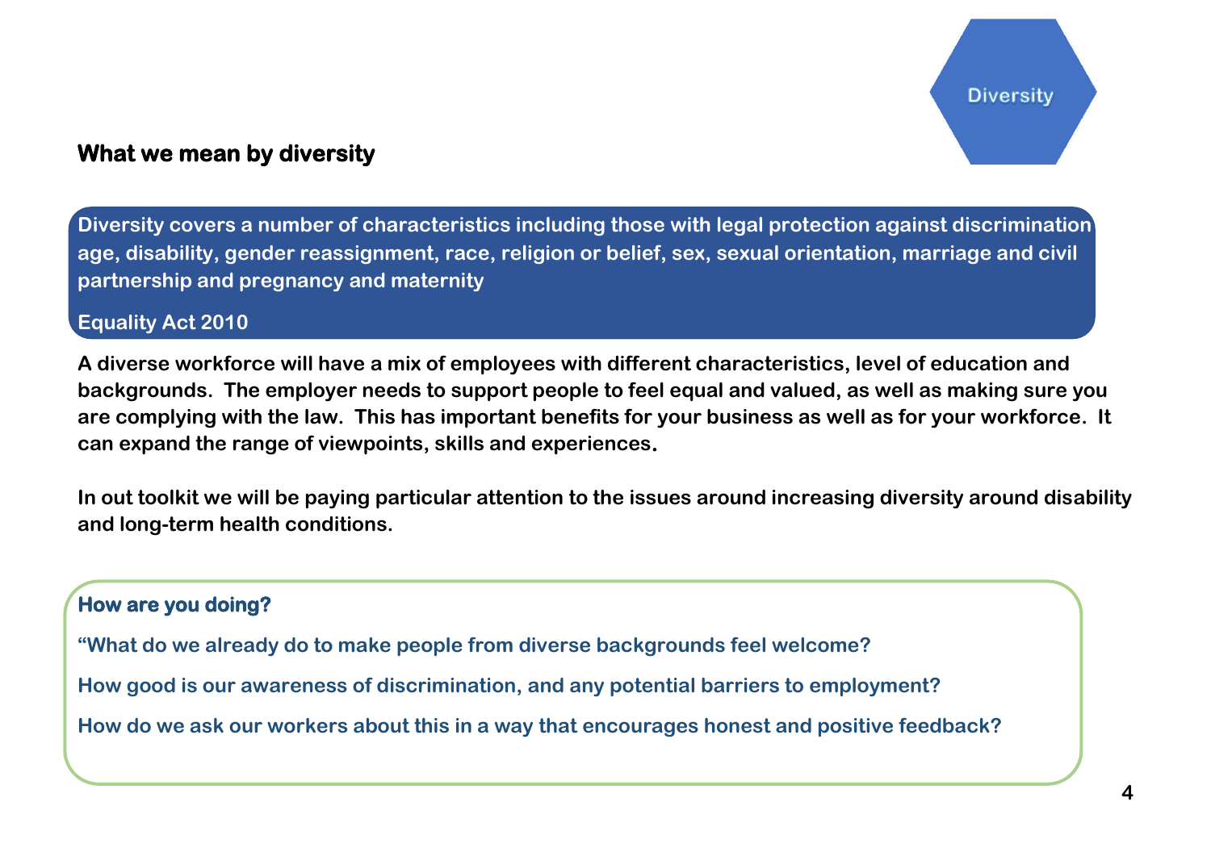Diversity

## What we mean by diversity

**Diversity covers a number of characteristics including those with legal protection against discrimination age, disability, gender reassignment, race, religion or belief, sex, sexual orientation, marriage and civil partnership and pregnancy and maternity**

**Equality Act 2010**

**A diverse workforce will have a mix of employees with different characteristics, level of education and backgrounds. The employer needs to support people to feel equal and valued, as well as making sure you are complying with the law. This has important benefits for your business as well as for your workforce. It can expand the range of viewpoints, skills and experiences.**

**In out toolkit we will be paying particular attention to the issues around increasing diversity around disability and long-term health conditions.**

### How are you doing?

**"What do we already do to make people from diverse backgrounds feel welcome?**

**How good is our awareness of discrimination, and any potential barriers to employment?**

**How do we ask our workers about this in a way that encourages honest and positive feedback?**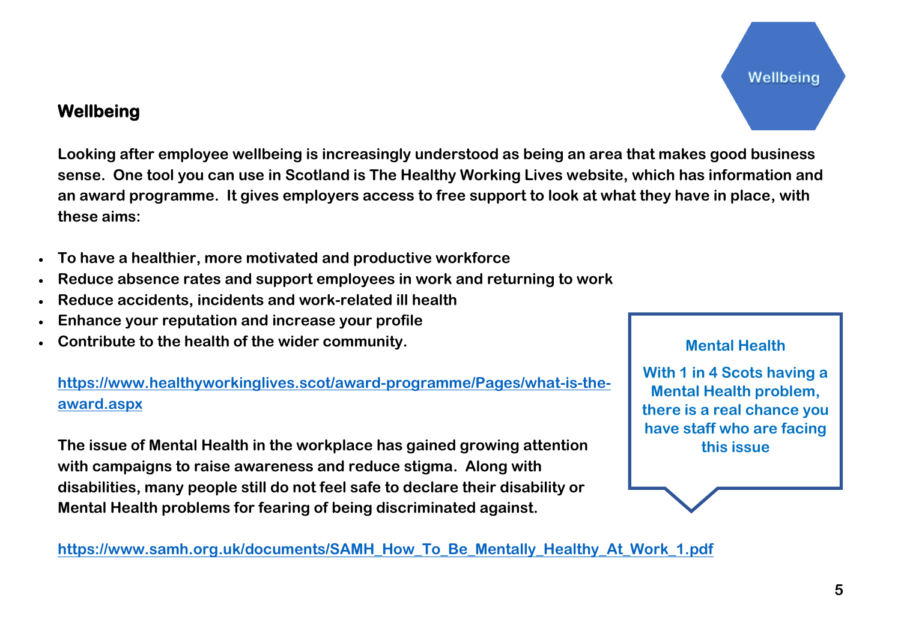## Wellbeing

**Looking after employee wellbeing is increasingly understood as being an area that makes good business sense. One tool you can use in Scotland is The Healthy Working Lives website, which has information and an award programme. It gives employers access to free support to look at what they have in place, with these aims:**

- **To have a healthier, more motivated and productive workforce**
- **Reduce absence rates and support employees in work and returning to work**
- **Reduce accidents, incidents and work-related ill health**
- **Enhance your reputation and increase your profile**
- **Contribute to the health of the wider community.**

**https://www.healthyworkinglives.scot/award-programme/Pages/what-is-the-award.aspx**

**Mental Health**

**With 1 in 4 Scots having a Mental Health problem, there is a real chance you have staff who are facing this issue**

**The issue of Mental Health in the workplace has gained growing attention with campaigns to raise awareness and reduce stigma. Along with disabilities, many people still do not feel safe to declare their disability or Mental Health problems for fearing of being discriminated against.**

**https://www.samh.org.uk/documents/SAMH_How_To_Be_Mentally_Healthy_At_Work_1.pdf**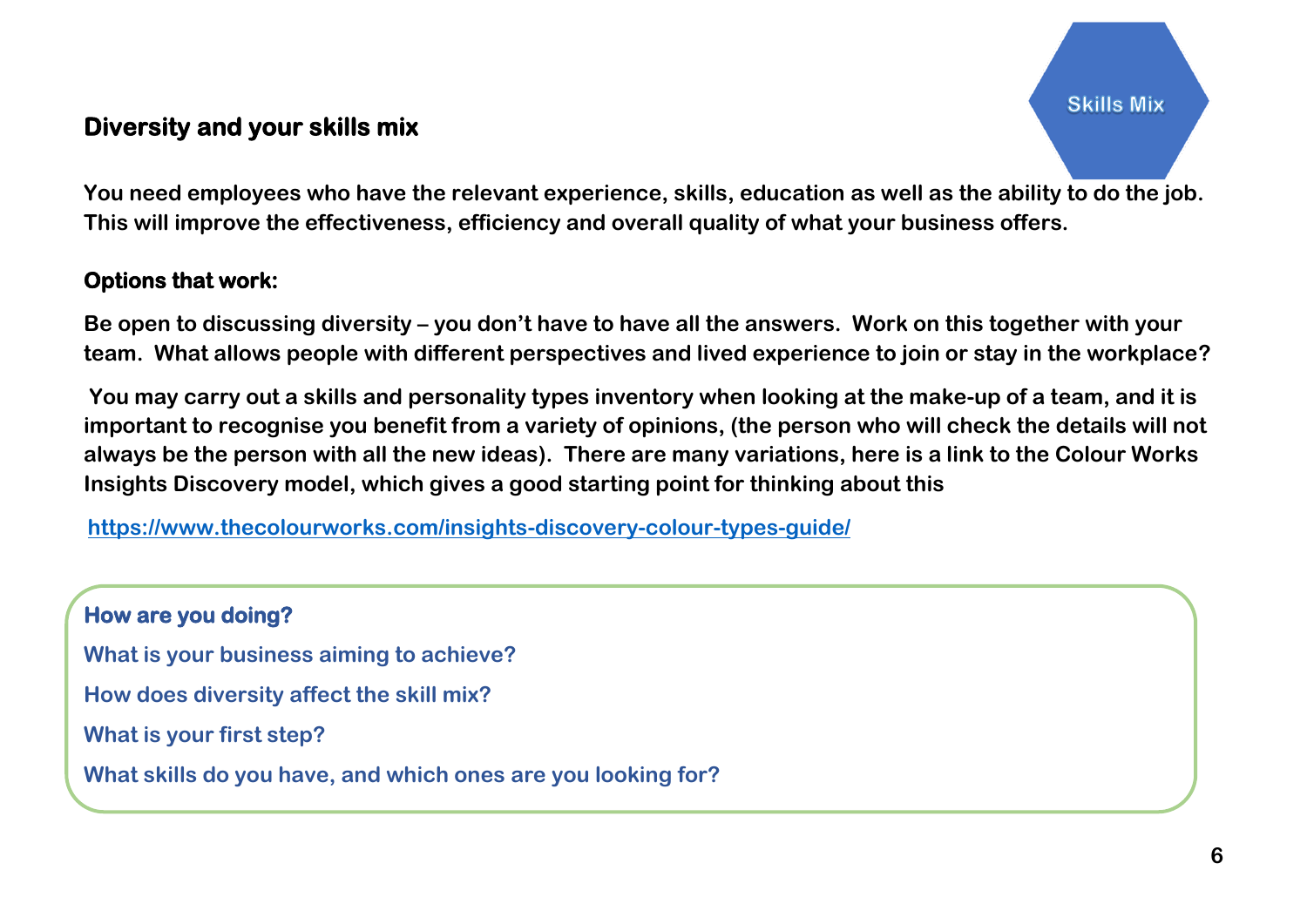Skills Mix

## Diversity and your skills mix

**You need employees who have the relevant experience, skills, education as well as the ability to do the job. This will improve the effectiveness, efficiency and overall quality of what your business offers.**

### Options that work:

**Be open to discussing diversity – you don't have to have all the answers. Work on this together with your team. What allows people with different perspectives and lived experience to join or stay in the workplace?**

**You may carry out a skills and personality types inventory when looking at the make-up of a team, and it is important to recognise you benefit from a variety of opinions, (the person who will check the details will not always be the person with all the new ideas). There are many variations, here is a link to the Colour Works Insights Discovery model, which gives a good starting point for thinking about this**

https://www.thecolourworks.com/insights-discovery-colour-types-guide/

**How are you doing?**

**What is your business aiming to achieve?**

**How does diversity affect the skill mix?**

**What is your first step?**

**What skills do you have, and which ones are you looking for?**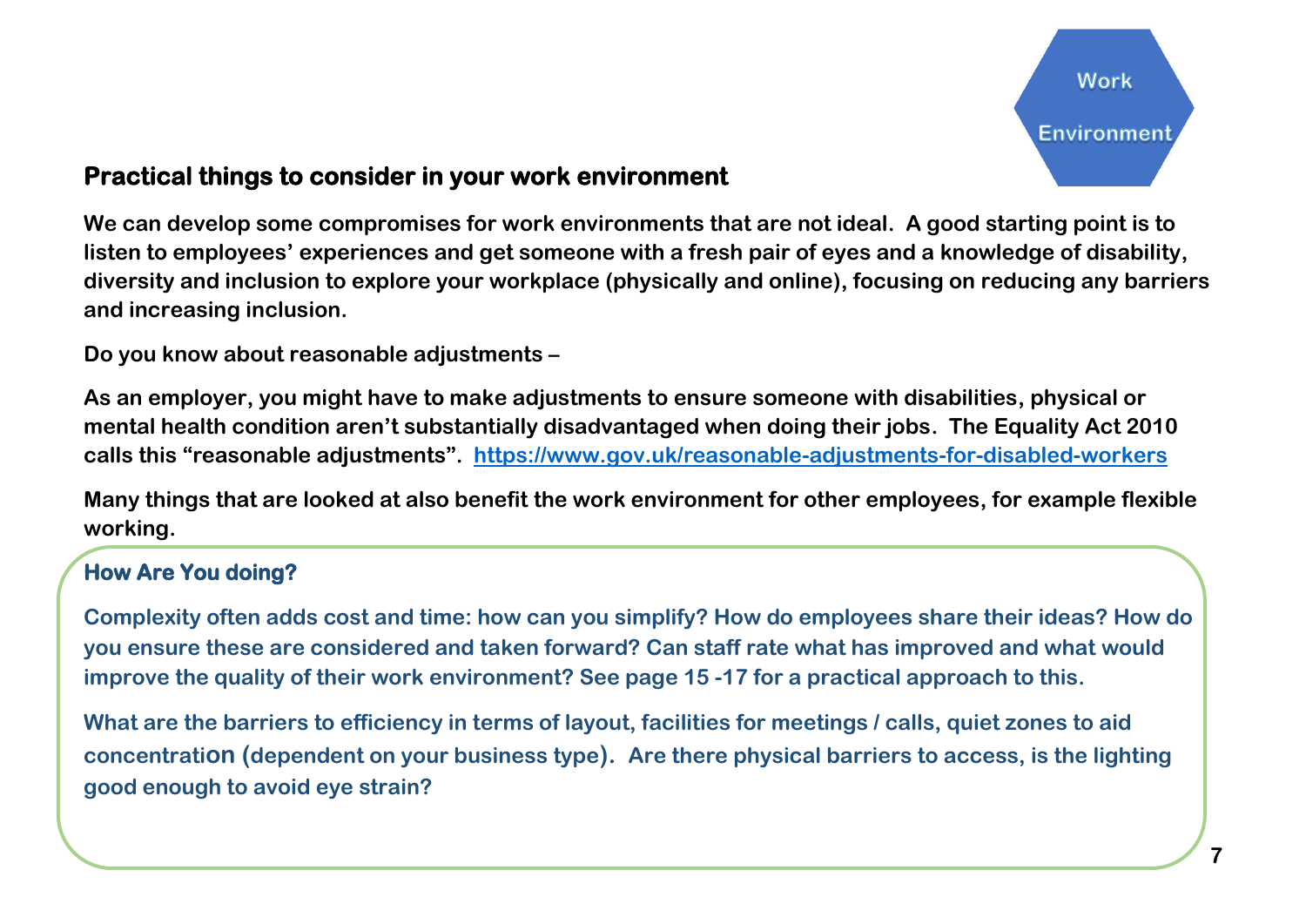Work Environment

## Practical things to consider in your work environment

**We can develop some compromises for work environments that are not ideal. A good starting point is to listen to employees' experiences and get someone with a fresh pair of eyes and a knowledge of disability, diversity and inclusion to explore your workplace (physically and online), focusing on reducing any barriers and increasing inclusion.**

**Do you know about reasonable adjustments –**

**As an employer, you might have to make adjustments to ensure someone with disabilities, physical or mental health condition aren't substantially disadvantaged when doing their jobs. The Equality Act 2010 calls this "reasonable adjustments". [https://www.gov.uk/reasonable-adjustments-for-disabled-workers](https://www.gov.uk/reasonable-adjustments-for-disabled-workers)**

**Many things that are looked at also benefit the work environment for other employees, for example flexible working.**

### How Are You doing?

**Complexity often adds cost and time: how can you simplify? How do employees share their ideas? How do you ensure these are considered and taken forward? Can staff rate what has improved and what would improve the quality of their work environment? See page 15 -17 for a practical approach to this.**

**What are the barriers to efficiency in terms of layout, facilities for meetings / calls, quiet zones to aid concentration (dependent on your business type). Are there physical barriers to access, is the lighting good enough to avoid eye strain?**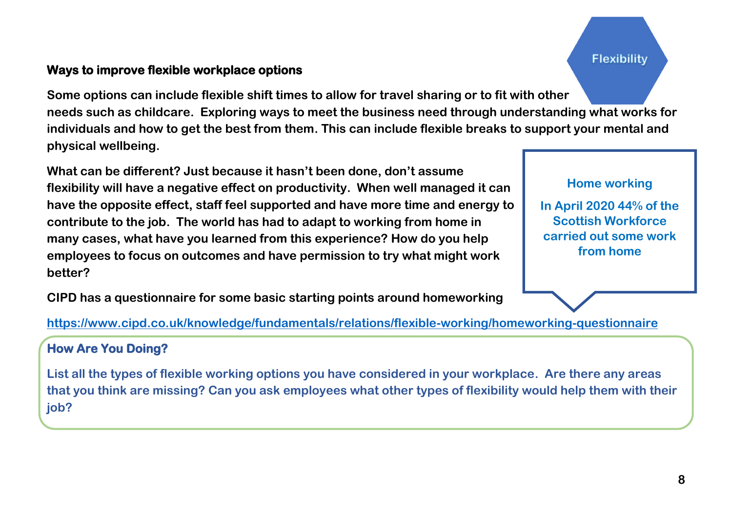Flexibility

### Ways to improve flexible workplace options

**Some options can include flexible shift times to allow for travel sharing or to fit with other needs such as childcare. Exploring ways to meet the business need through understanding what works for individuals and how to get the best from them. This can include flexible breaks to support your mental and physical wellbeing.**

**What can be different? Just because it hasn't been done, don't assume flexibility will have a negative effect on productivity. When well managed it can have the opposite effect, staff feel supported and have more time and energy to contribute to the job. The world has had to adapt to working from home in many cases, what have you learned from this experience? How do you help employees to focus on outcomes and have permission to try what might work better?**

**Home working**

**In April 2020 44% of the Scottish Workforce carried out some work from home**

**CIPD has a questionnaire for some basic starting points around homeworking**

https://www.cipd.co.uk/knowledge/fundamentals/relations/flexible-working/homeworking-questionnaire

### How Are You Doing?

**List all the types of flexible working options you have considered in your workplace. Are there any areas that you think are missing? Can you ask employees what other types of flexibility would help them with their job?**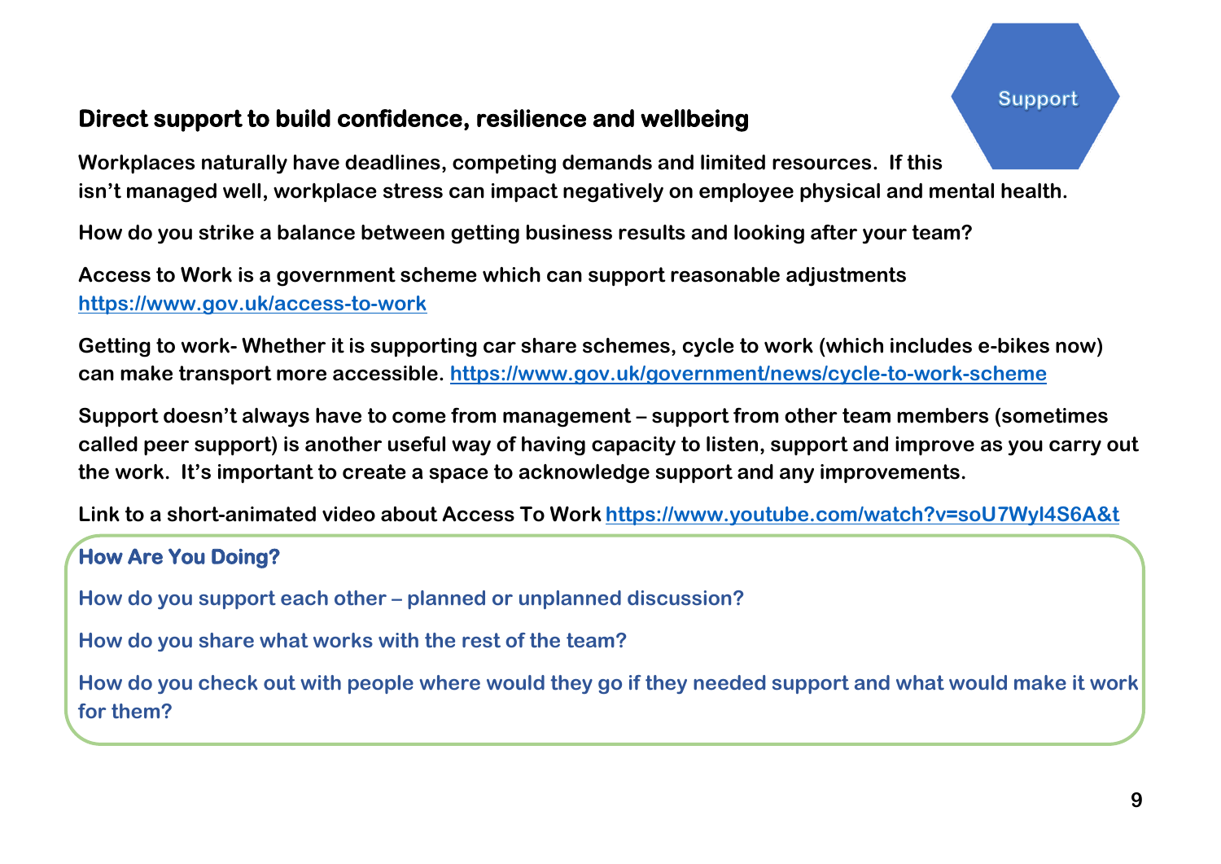Support

## Direct support to build confidence, resilience and wellbeing

**Workplaces naturally have deadlines, competing demands and limited resources. If this isn't managed well, workplace stress can impact negatively on employee physical and mental health.**

**How do you strike a balance between getting business results and looking after your team?**

**Access to Work is a government scheme which can support reasonable adjustments https://www.gov.uk/access-to-work**

**Getting to work- Whether it is supporting car share schemes, cycle to work (which includes e-bikes now) can make transport more accessible. https://www.gov.uk/government/news/cycle-to-work-scheme**

**Support doesn't always have to come from management – support from other team members (sometimes called peer support) is another useful way of having capacity to listen, support and improve as you carry out the work. It's important to create a space to acknowledge support and any improvements.**

**Link to a short-animated video about Access To Work https://www.youtube.com/watch?v=soU7WyI4S6A&t**

### How Are You Doing?

**How do you support each other – planned or unplanned discussion?**

**How do you share what works with the rest of the team?**

**How do you check out with people where would they go if they needed support and what would make it work for them?**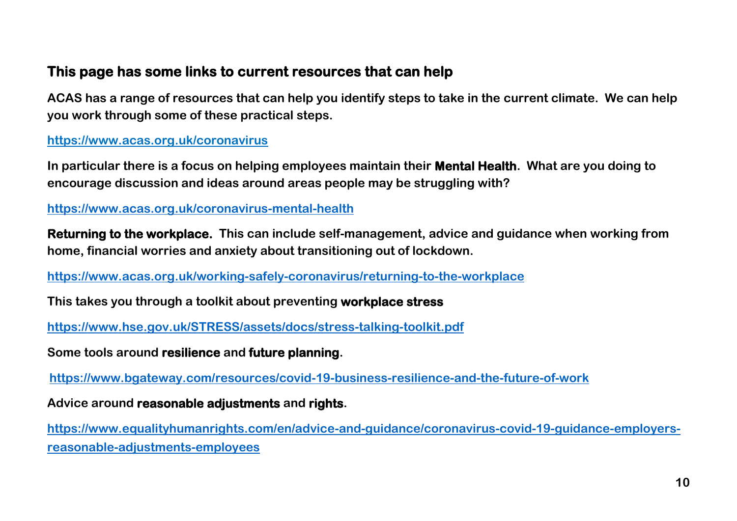## This page has some links to current resources that can help

**ACAS has a range of resources that can help you identify steps to take in the current climate. We can help you work through some of these practical steps.**

https://www.acas.org.uk/coronavirus

**In particular there is a focus on helping employees maintain their Mental Health. What are you doing to encourage discussion and ideas around areas people may be struggling with?**

https://www.acas.org.uk/coronavirus-mental-health

**Returning to the workplace. This can include self-management, advice and guidance when working from home, financial worries and anxiety about transitioning out of lockdown.**

https://www.acas.org.uk/working-safely-coronavirus/returning-to-the-workplace

**This takes you through a toolkit about preventing workplace stress**

https://www.hse.gov.uk/STRESS/assets/docs/stress-talking-toolkit.pdf

**Some tools around resilience and future planning.**

https://www.bgateway.com/resources/covid-19-business-resilience-and-the-future-of-work

**Advice around reasonable adjustments and rights.**

https://www.equalityhumanrights.com/en/advice-and-guidance/coronavirus-covid-19-guidance-employers-reasonable-adjustments-employees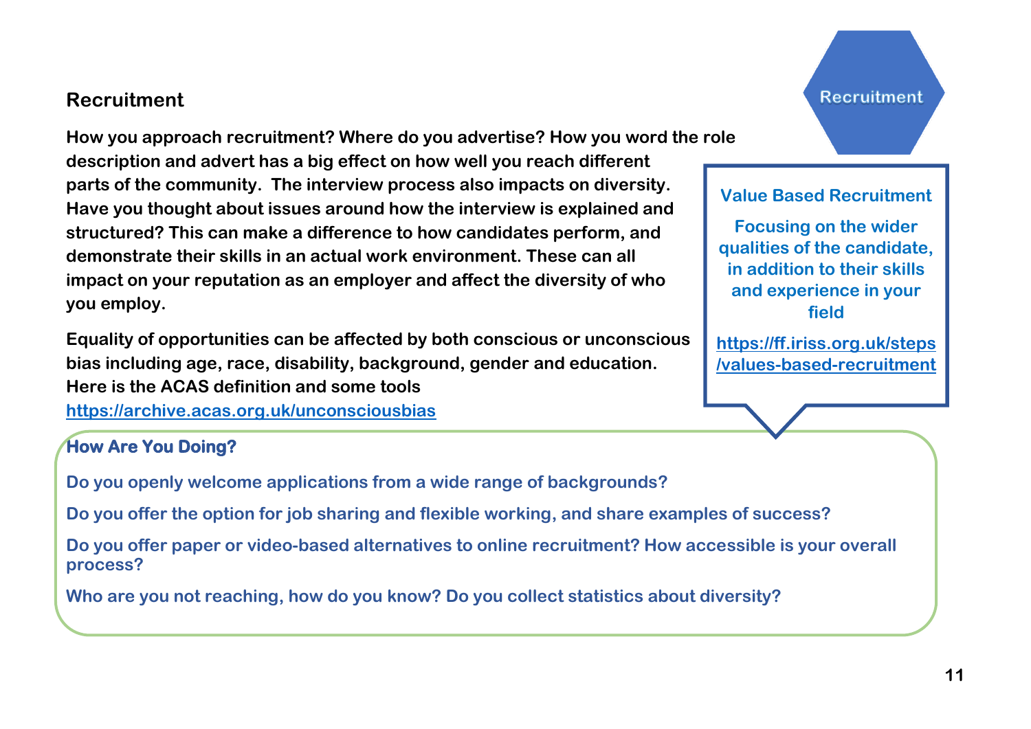## Recruitment

**How you approach recruitment? Where do you advertise? How you word the role description and advert has a big effect on how well you reach different parts of the community. The interview process also impacts on diversity. Have you thought about issues around how the interview is explained and structured? This can make a difference to how candidates perform, and demonstrate their skills in an actual work environment. These can all impact on your reputation as an employer and affect the diversity of who you employ.**

**Equality of opportunities can be affected by both conscious or unconscious bias including age, race, disability, background, gender and education. Here is the ACAS definition and some tools** [https://archive.acas.org.uk/unconsciousbias](https://archive.acas.org.uk/unconsciousbias)

Recruitment

**Value Based Recruitment**

**Focusing on the wider qualities of the candidate, in addition to their skills and experience in your field**

[https://ff.iriss.org.uk/steps/values-based-recruitment](https://ff.iriss.org.uk/steps/values-based-recruitment)

### How Are You Doing?

**Do you openly welcome applications from a wide range of backgrounds?**

**Do you offer the option for job sharing and flexible working, and share examples of success?**

**Do you offer paper or video-based alternatives to online recruitment? How accessible is your overall process?**

**Who are you not reaching, how do you know? Do you collect statistics about diversity?**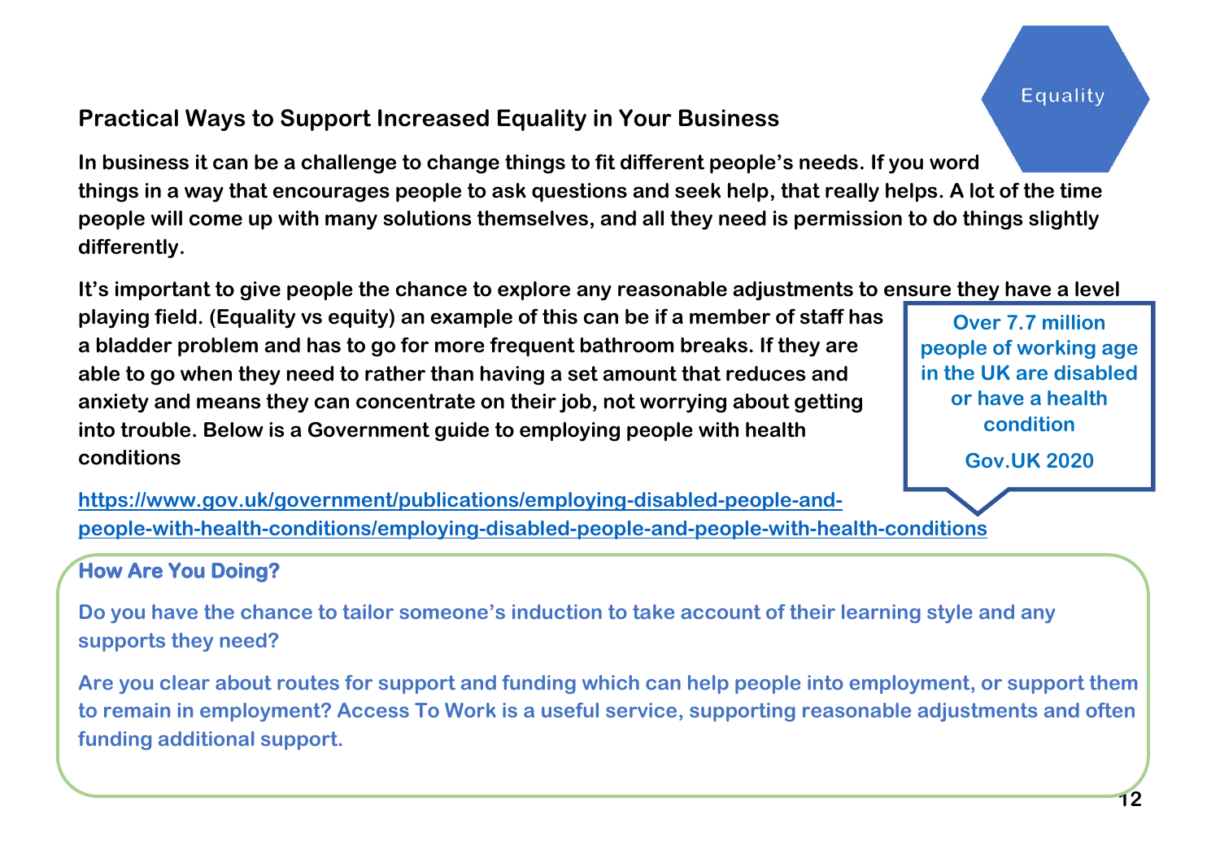Equality

## Practical Ways to Support Increased Equality in Your Business

**In business it can be a challenge to change things to fit different people's needs. If you word things in a way that encourages people to ask questions and seek help, that really helps. A lot of the time people will come up with many solutions themselves, and all they need is permission to do things slightly differently.**

**It's important to give people the chance to explore any reasonable adjustments to ensure they have a level playing field. (Equality vs equity) an example of this can be if a member of staff has a bladder problem and has to go for more frequent bathroom breaks. If they are able to go when they need to rather than having a set amount that reduces and anxiety and means they can concentrate on their job, not worrying about getting into trouble. Below is a Government guide to employing people with health conditions**

**Over 7.7 million people of working age in the UK are disabled or have a health condition**

**Gov.UK 2020**

**https://www.gov.uk/government/publications/employing-disabled-people-and-people-with-health-conditions/employing-disabled-people-and-people-with-health-conditions**

### How Are You Doing?

**Do you have the chance to tailor someone's induction to take account of their learning style and any supports they need?**

**Are you clear about routes for support and funding which can help people into employment, or support them to remain in employment? Access To Work is a useful service, supporting reasonable adjustments and often funding additional support.**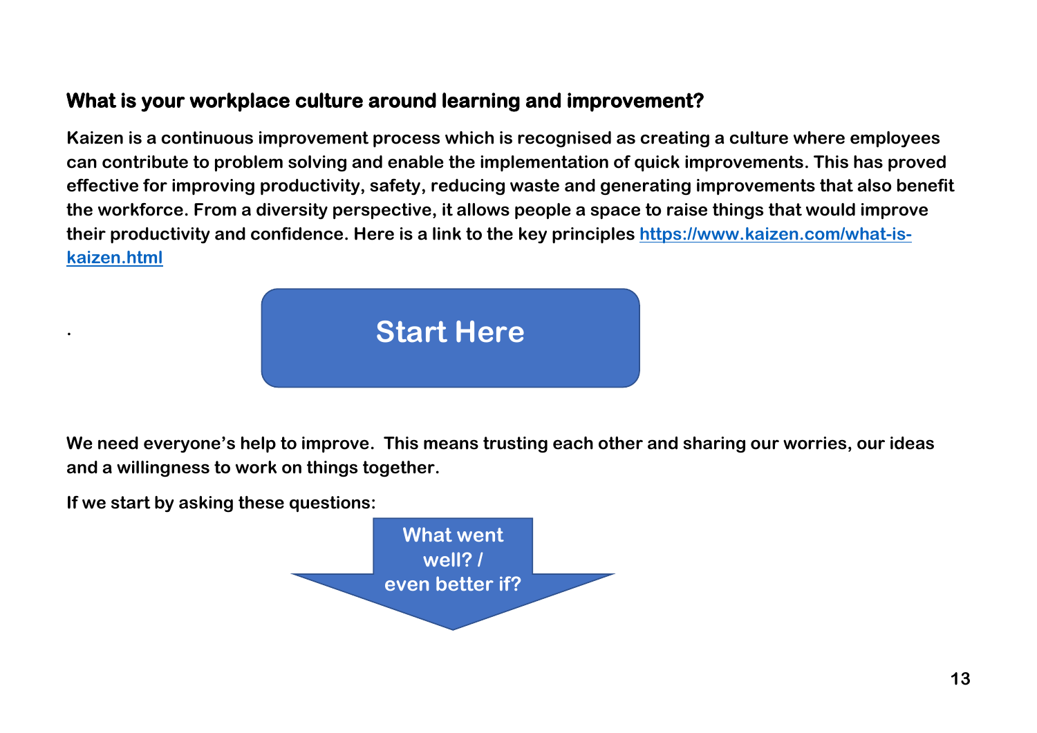## What is your workplace culture around learning and improvement?

**Kaizen is a continuous improvement process which is recognised as creating a culture where employees can contribute to problem solving and enable the implementation of quick improvements. This has proved effective for improving productivity, safety, reducing waste and generating improvements that also benefit the workforce. From a diversity perspective, it allows people a space to raise things that would improve their productivity and confidence. Here is a link to the key principles [https://www.kaizen.com/what-is-kaizen.html](https://www.kaizen.com/what-is-kaizen.html)**

.

**Start Here**

**We need everyone's help to improve. This means trusting each other and sharing our worries, our ideas and a willingness to work on things together.**

**If we start by asking these questions:**

**What went well? / even better if?**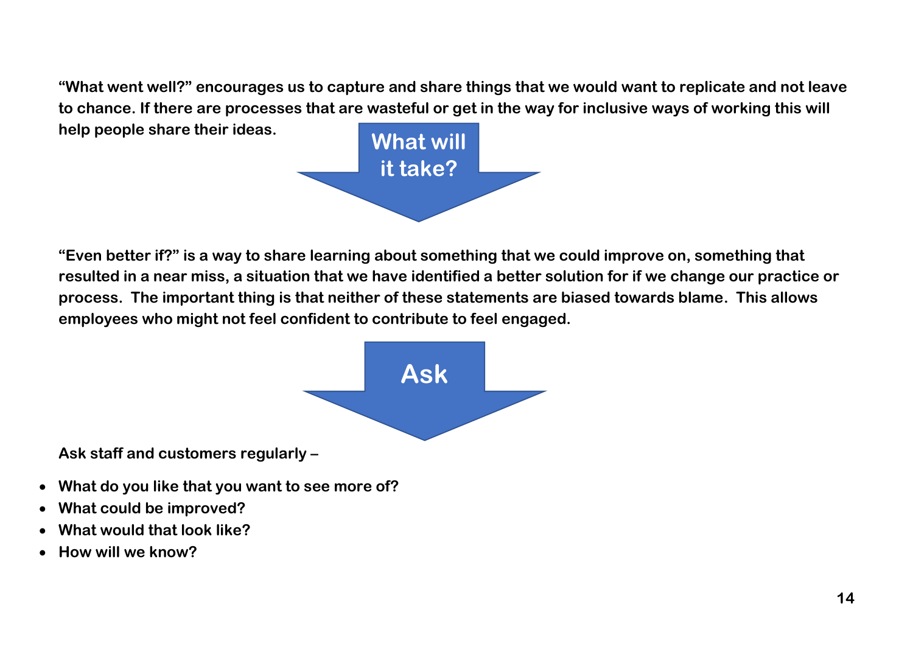**“What went well?” encourages us to capture and share things that we would want to replicate and not leave to chance. If there are processes that are wasteful or get in the way for inclusive ways of working this will help people share their ideas.**

## What will it take?

**“Even better if?” is a way to share learning about something that we could improve on, something that resulted in a near miss, a situation that we have identified a better solution for if we change our practice or process. The important thing is that neither of these statements are biased towards blame. This allows employees who might not feel confident to contribute to feel engaged.**

## Ask

**Ask staff and customers regularly –**

- **What do you like that you want to see more of?**
- **What could be improved?**
- **What would that look like?**
- **How will we know?**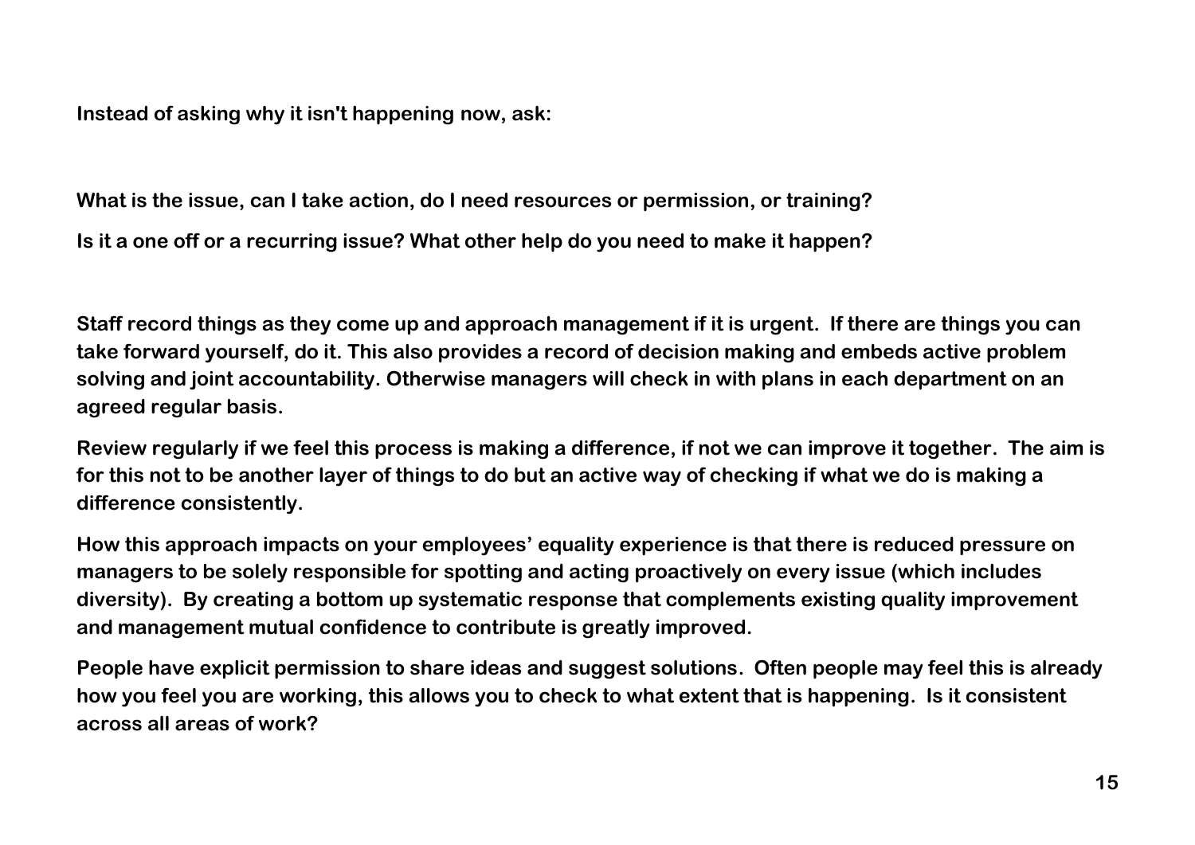**Instead of asking why it isn't happening now, ask:**

**What is the issue, can I take action, do I need resources or permission, or training?**

**Is it a one off or a recurring issue? What other help do you need to make it happen?**

**Staff record things as they come up and approach management if it is urgent. If there are things you can take forward yourself, do it. This also provides a record of decision making and embeds active problem solving and joint accountability. Otherwise managers will check in with plans in each department on an agreed regular basis.**

**Review regularly if we feel this process is making a difference, if not we can improve it together. The aim is for this not to be another layer of things to do but an active way of checking if what we do is making a difference consistently.**

**How this approach impacts on your employees' equality experience is that there is reduced pressure on managers to be solely responsible for spotting and acting proactively on every issue (which includes diversity). By creating a bottom up systematic response that complements existing quality improvement and management mutual confidence to contribute is greatly improved.**

**People have explicit permission to share ideas and suggest solutions. Often people may feel this is already how you feel you are working, this allows you to check to what extent that is happening. Is it consistent across all areas of work?**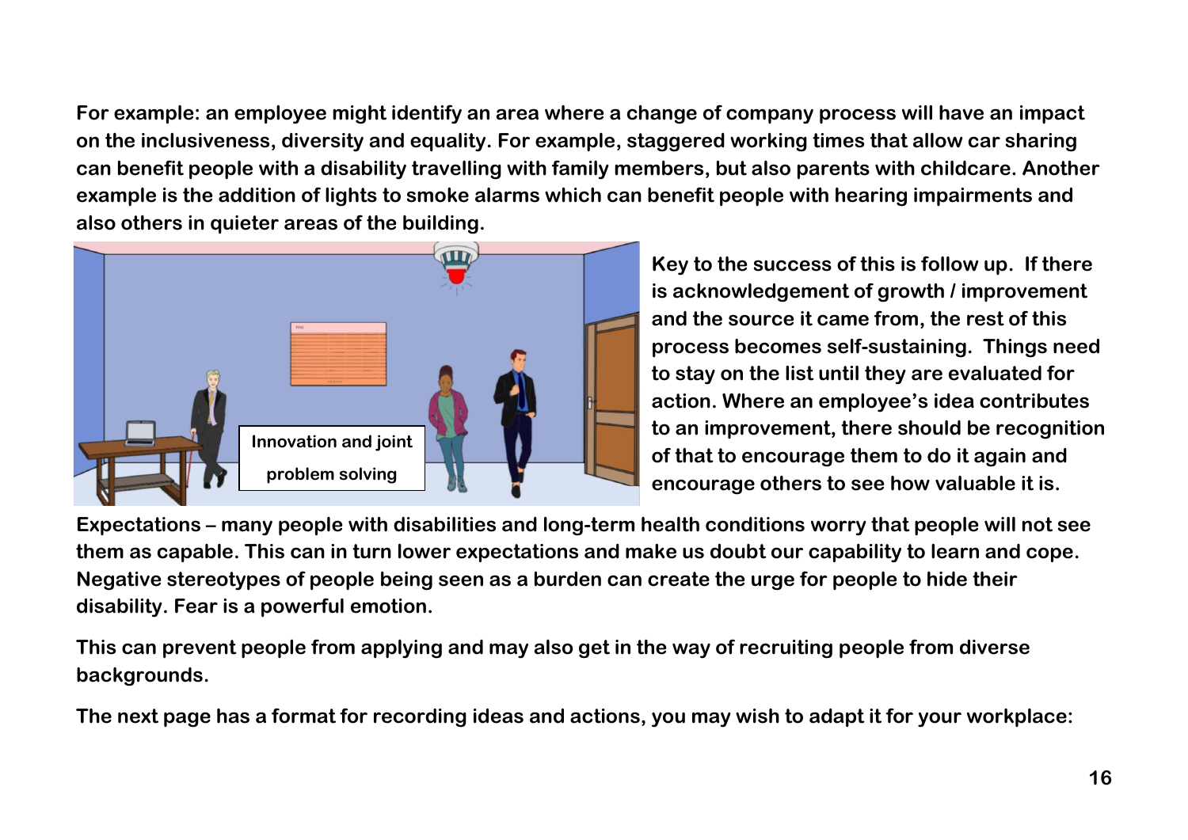**For example: an employee might identify an area where a change of company process will have an impact on the inclusiveness, diversity and equality. For example, staggered working times that allow car sharing can benefit people with a disability travelling with family members, but also parents with childcare. Another example is the addition of lights to smoke alarms which can benefit people with hearing impairments and also others in quieter areas of the building.**

**Key to the success of this is follow up. If there is acknowledgement of growth / improvement and the source it came from, the rest of this process becomes self-sustaining. Things need to stay on the list until they are evaluated for action. Where an employee's idea contributes to an improvement, there should be recognition of that to encourage them to do it again and encourage others to see how valuable it is.**

**Expectations – many people with disabilities and long-term health conditions worry that people will not see them as capable. This can in turn lower expectations and make us doubt our capability to learn and cope. Negative stereotypes of people being seen as a burden can create the urge for people to hide their disability. Fear is a powerful emotion.**

**This can prevent people from applying and may also get in the way of recruiting people from diverse backgrounds.**

**The next page has a format for recording ideas and actions, you may wish to adapt it for your workplace:**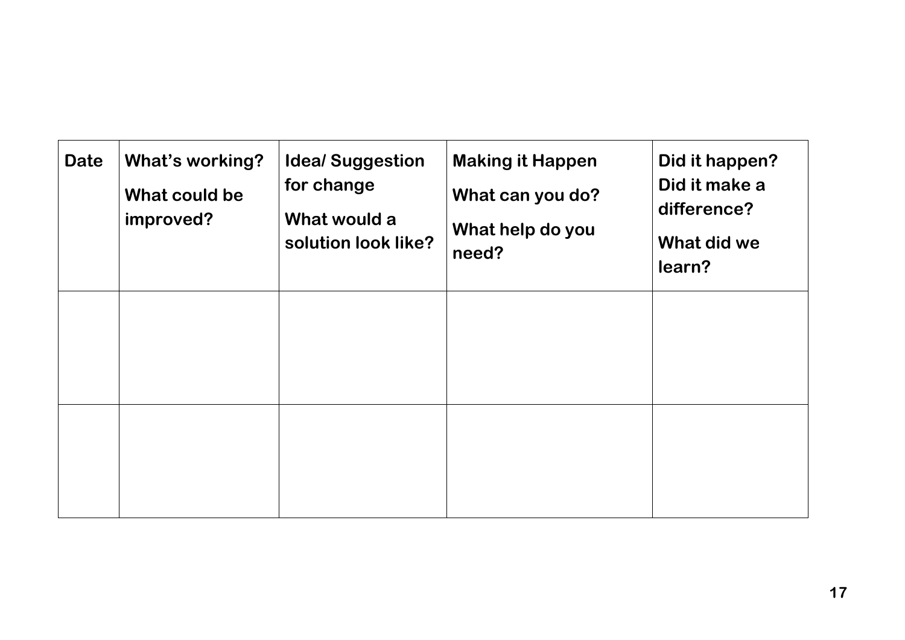| Date | What's working? What could be improved? | Idea/ Suggestion for change What would a solution look like? | Making it Happen What can you do? What help do you need? | Did it happen? Did it make a difference? What did we learn? |
|---|---|---|---|---|
| | | | | |
| | | | | |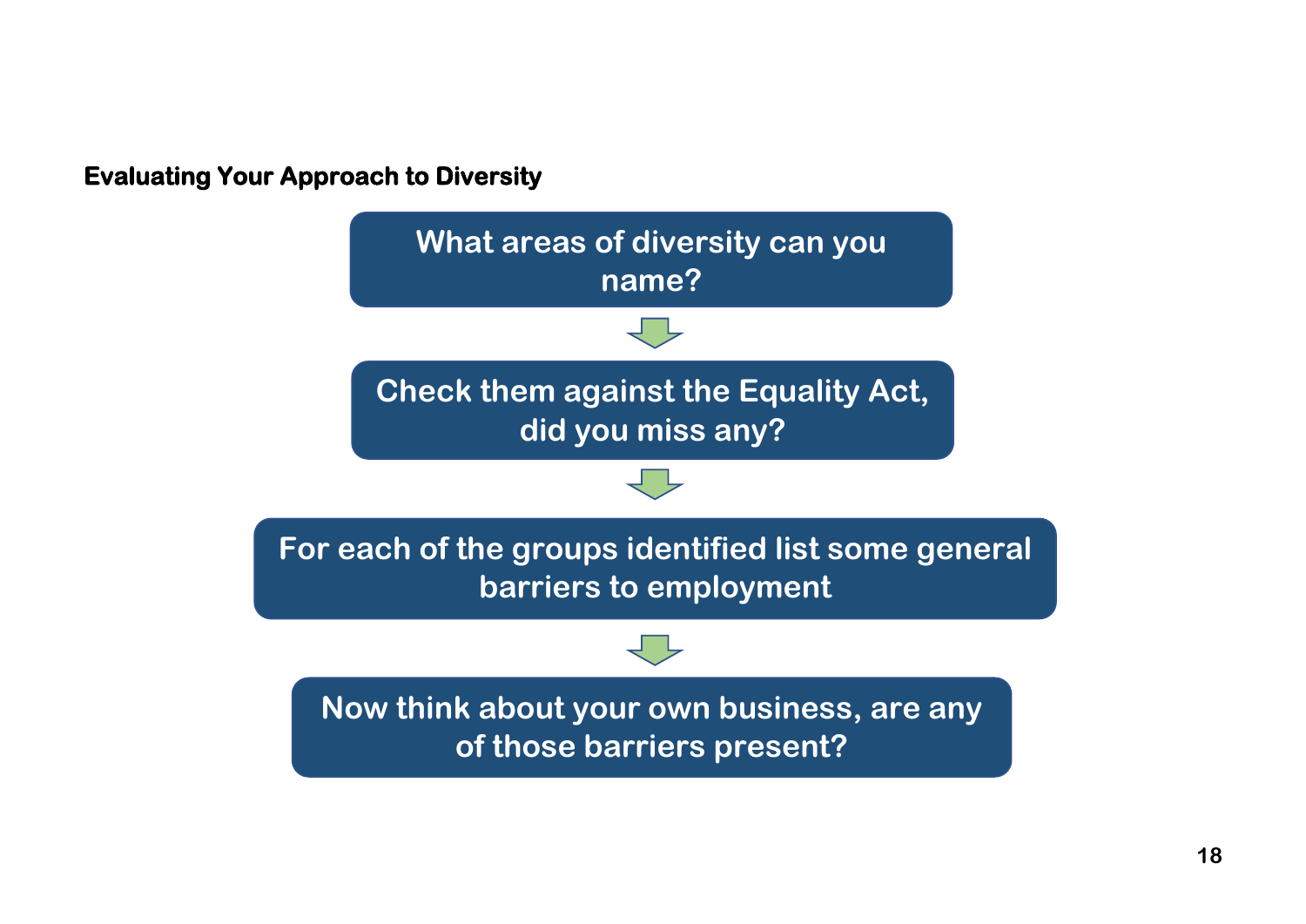**Evaluating Your Approach to Diversity**

What areas of diversity can you name?

↓

Check them against the Equality Act, did you miss any?

↓

For each of the groups identified list some general barriers to employment

↓

Now think about your own business, are any of those barriers present?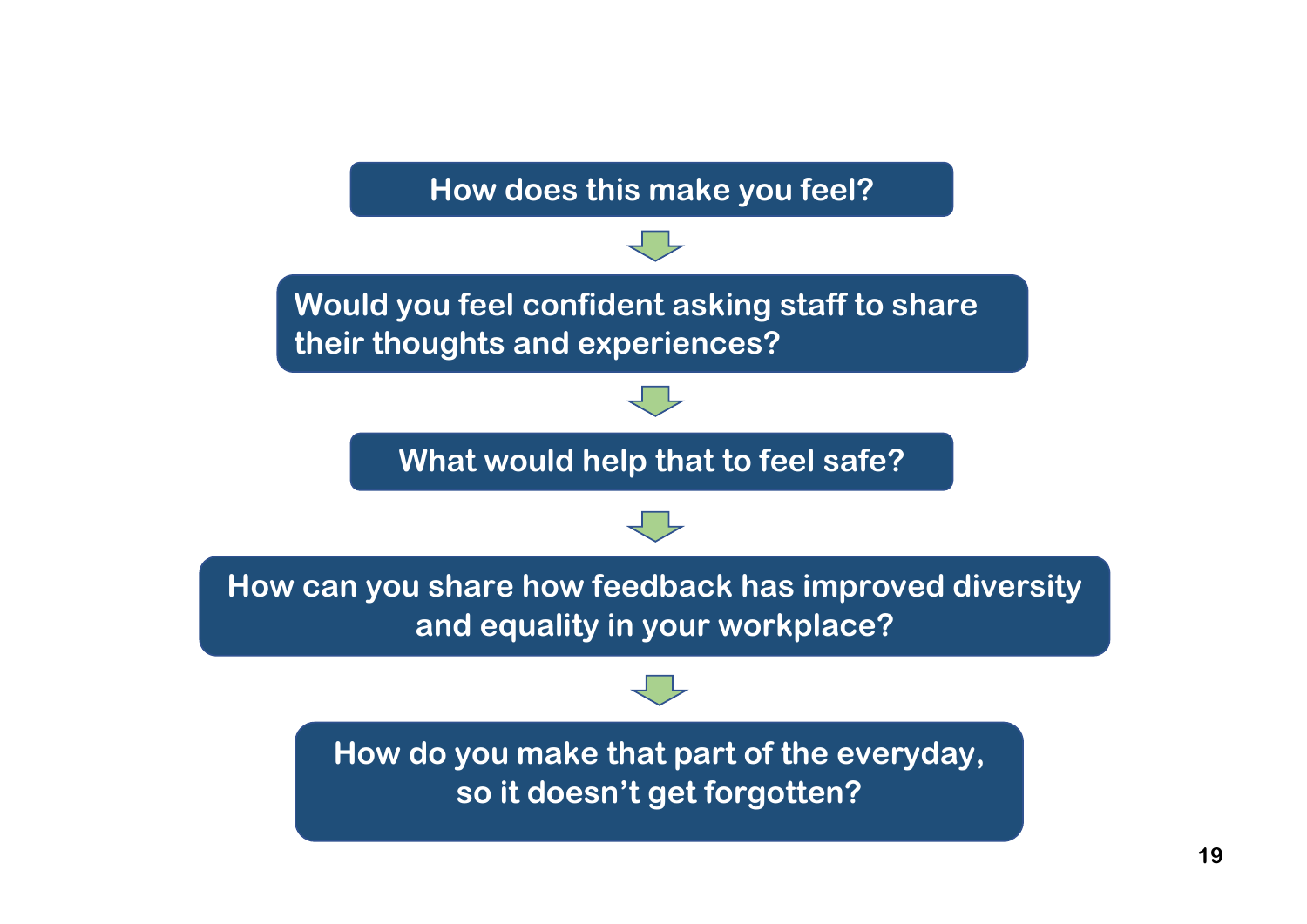How does this make you feel?

↓

Would you feel confident asking staff to share their thoughts and experiences?

↓

What would help that to feel safe?

↓

How can you share how feedback has improved diversity and equality in your workplace?

↓

How do you make that part of the everyday, so it doesn't get forgotten?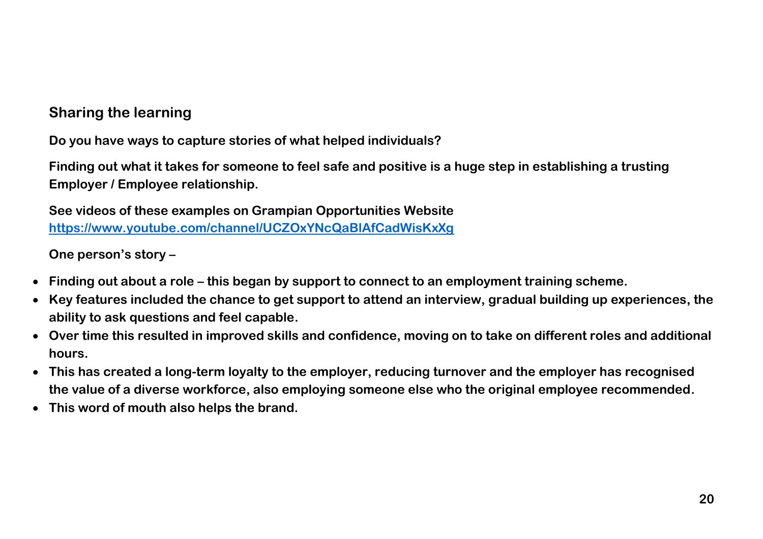## Sharing the learning

**Do you have ways to capture stories of what helped individuals?**

**Finding out what it takes for someone to feel safe and positive is a huge step in establishing a trusting Employer / Employee relationship.**

**See videos of these examples on Grampian Opportunities Website [https://www.youtube.com/channel/UCZOxYNcQaBlAfCadWisKxXg](https://www.youtube.com/channel/UCZOxYNcQaBlAfCadWisKxXg)**

**One person's story –**

- **Finding out about a role – this began by support to connect to an employment training scheme.**
- **Key features included the chance to get support to attend an interview, gradual building up experiences, the ability to ask questions and feel capable.**
- **Over time this resulted in improved skills and confidence, moving on to take on different roles and additional hours.**
- **This has created a long-term loyalty to the employer, reducing turnover and the employer has recognised the value of a diverse workforce, also employing someone else who the original employee recommended.**
- **This word of mouth also helps the brand.**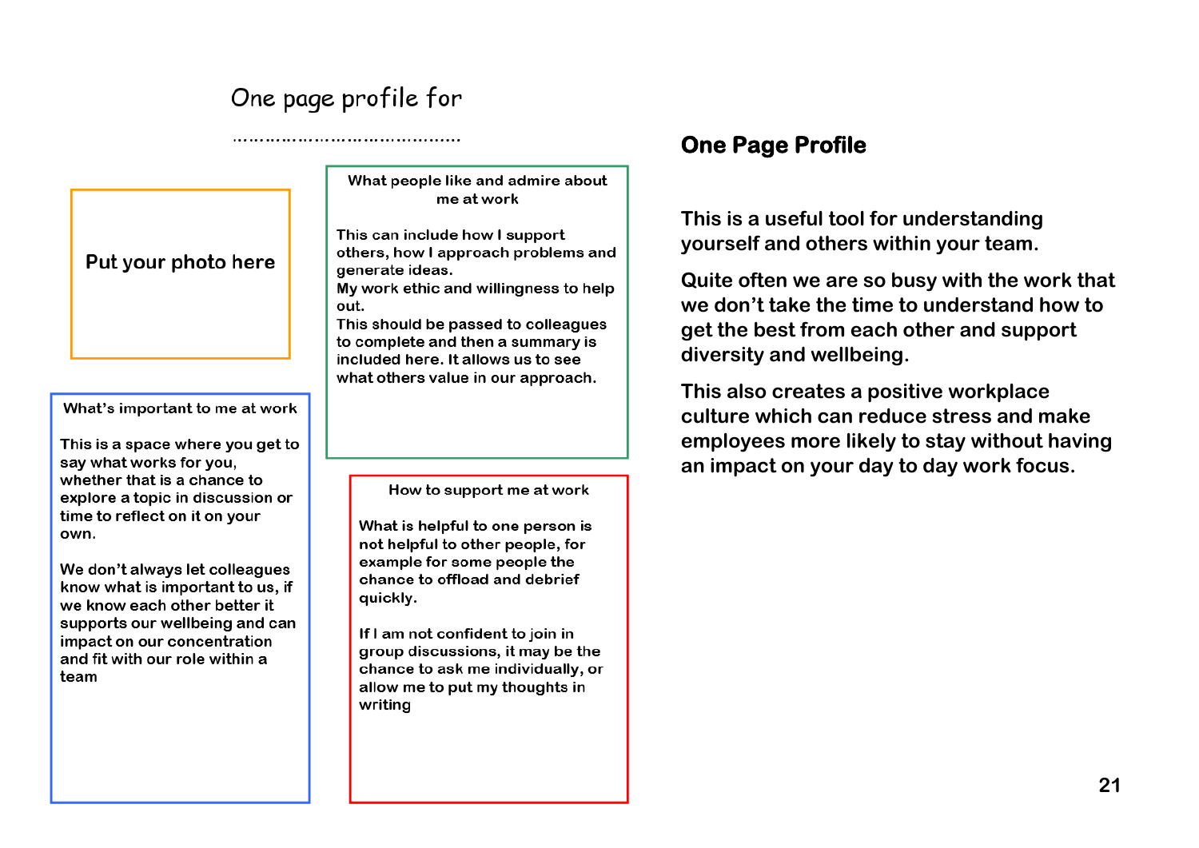One page profile for

……………………………………

Put your photo here

**What people like and admire about me at work**

This can include how I support others, how I approach problems and generate ideas.
My work ethic and willingness to help out.
This should be passed to colleagues to complete and then a summary is included here. It allows us to see what others value in our approach.

**What's important to me at work**

This is a space where you get to say what works for you, whether that is a chance to explore a topic in discussion or time to reflect on it on your own.

We don't always let colleagues know what is important to us, if we know each other better it supports our wellbeing and can impact on our concentration and fit with our role within a team

**How to support me at work**

What is helpful to one person is not helpful to other people, for example for some people the chance to offload and debrief quickly.

If I am not confident to join in group discussions, it may be the chance to ask me individually, or allow me to put my thoughts in writing

## One Page Profile

**This is a useful tool for understanding yourself and others within your team.**

**Quite often we are so busy with the work that we don't take the time to understand how to get the best from each other and support diversity and wellbeing.**

**This also creates a positive workplace culture which can reduce stress and make employees more likely to stay without having an impact on your day to day work focus.**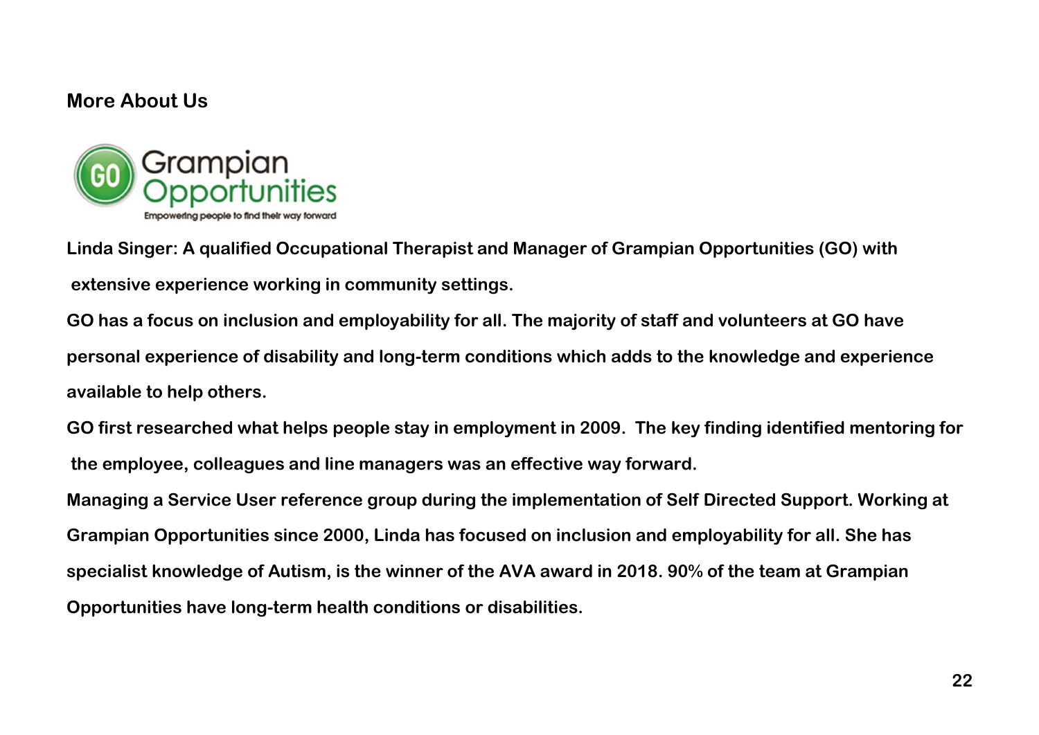## More About Us

Grampian Opportunities

Empowering people to find their way forward

**Linda Singer: A qualified Occupational Therapist and Manager of Grampian Opportunities (GO) with extensive experience working in community settings.**

**GO has a focus on inclusion and employability for all. The majority of staff and volunteers at GO have personal experience of disability and long-term conditions which adds to the knowledge and experience available to help others.**

**GO first researched what helps people stay in employment in 2009. The key finding identified mentoring for the employee, colleagues and line managers was an effective way forward.**

**Managing a Service User reference group during the implementation of Self Directed Support. Working at Grampian Opportunities since 2000, Linda has focused on inclusion and employability for all. She has specialist knowledge of Autism, is the winner of the AVA award in 2018. 90% of the team at Grampian Opportunities have long-term health conditions or disabilities.**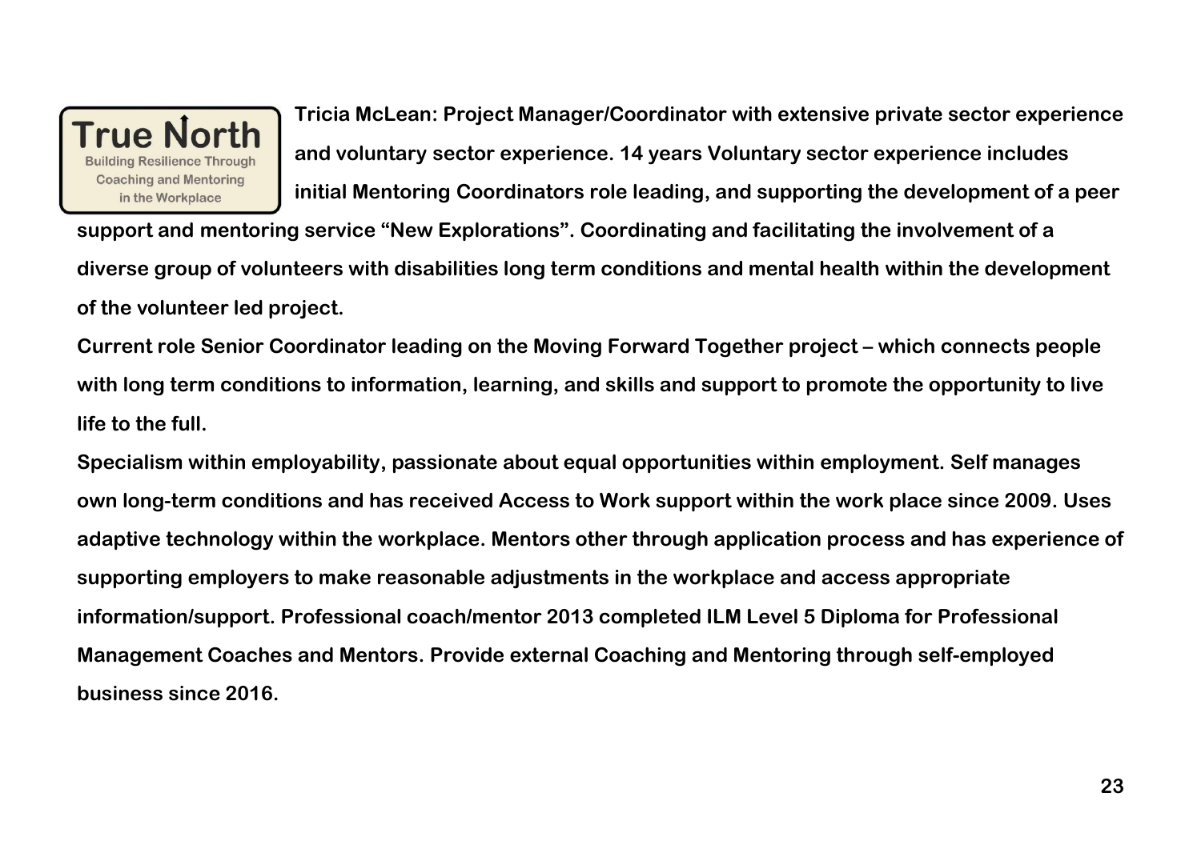True North
Building Resilience Through Coaching and Mentoring in the Workplace

**Tricia McLean: Project Manager/Coordinator with extensive private sector experience and voluntary sector experience. 14 years Voluntary sector experience includes initial Mentoring Coordinators role leading, and supporting the development of a peer support and mentoring service "New Explorations". Coordinating and facilitating the involvement of a diverse group of volunteers with disabilities long term conditions and mental health within the development of the volunteer led project.**

**Current role Senior Coordinator leading on the Moving Forward Together project – which connects people with long term conditions to information, learning, and skills and support to promote the opportunity to live life to the full.**

**Specialism within employability, passionate about equal opportunities within employment. Self manages own long-term conditions and has received Access to Work support within the work place since 2009. Uses adaptive technology within the workplace. Mentors other through application process and has experience of supporting employers to make reasonable adjustments in the workplace and access appropriate information/support. Professional coach/mentor 2013 completed ILM Level 5 Diploma for Professional Management Coaches and Mentors. Provide external Coaching and Mentoring through self-employed business since 2016.**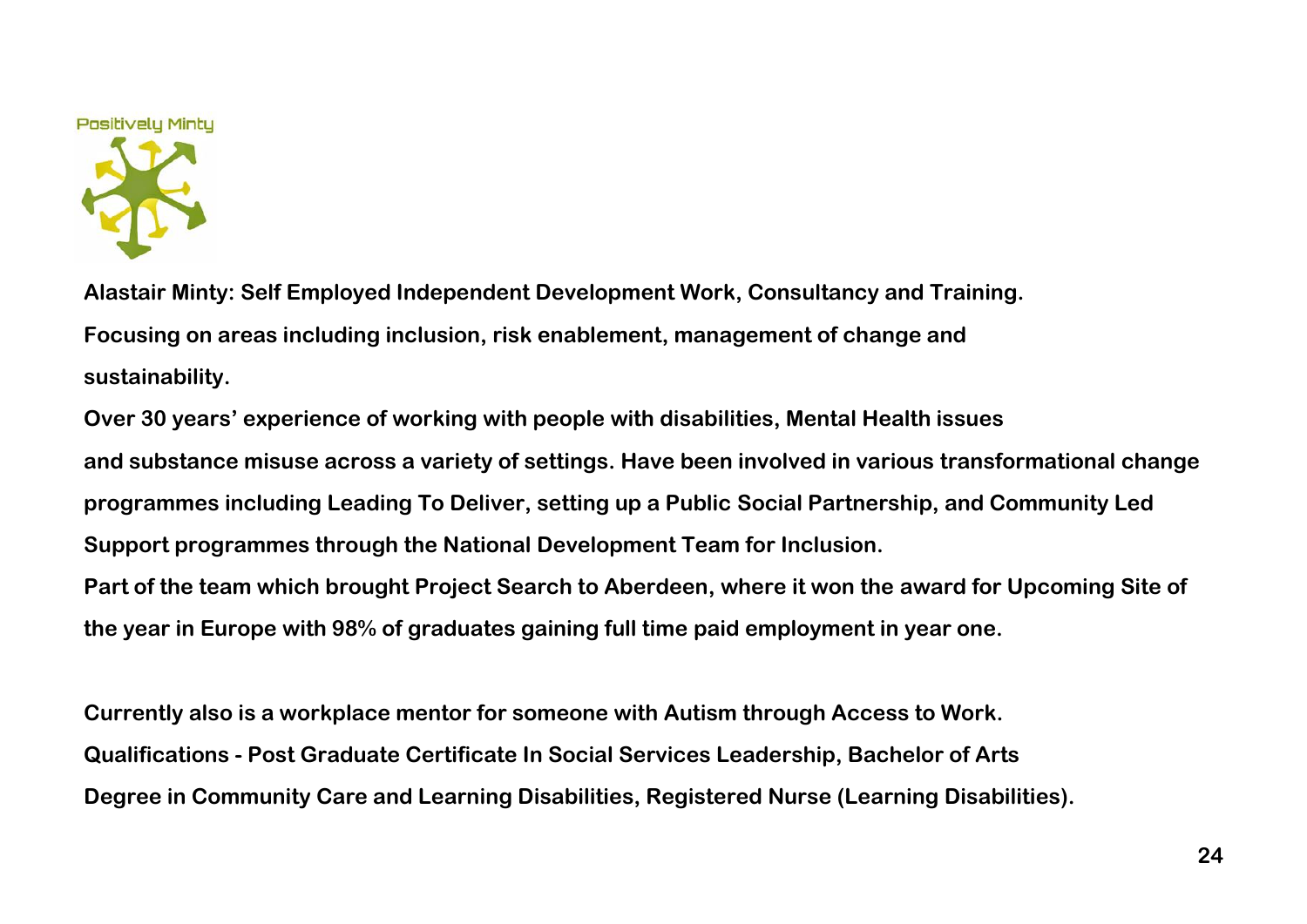Positively Minty

**Alastair Minty: Self Employed Independent Development Work, Consultancy and Training.**

**Focusing on areas including inclusion, risk enablement, management of change and sustainability.**

**Over 30 years' experience of working with people with disabilities, Mental Health issues and substance misuse across a variety of settings. Have been involved in various transformational change programmes including Leading To Deliver, setting up a Public Social Partnership, and Community Led Support programmes through the National Development Team for Inclusion.**

**Part of the team which brought Project Search to Aberdeen, where it won the award for Upcoming Site of the year in Europe with 98% of graduates gaining full time paid employment in year one.**

**Currently also is a workplace mentor for someone with Autism through Access to Work.**

**Qualifications - Post Graduate Certificate In Social Services Leadership, Bachelor of Arts Degree in Community Care and Learning Disabilities, Registered Nurse (Learning Disabilities).**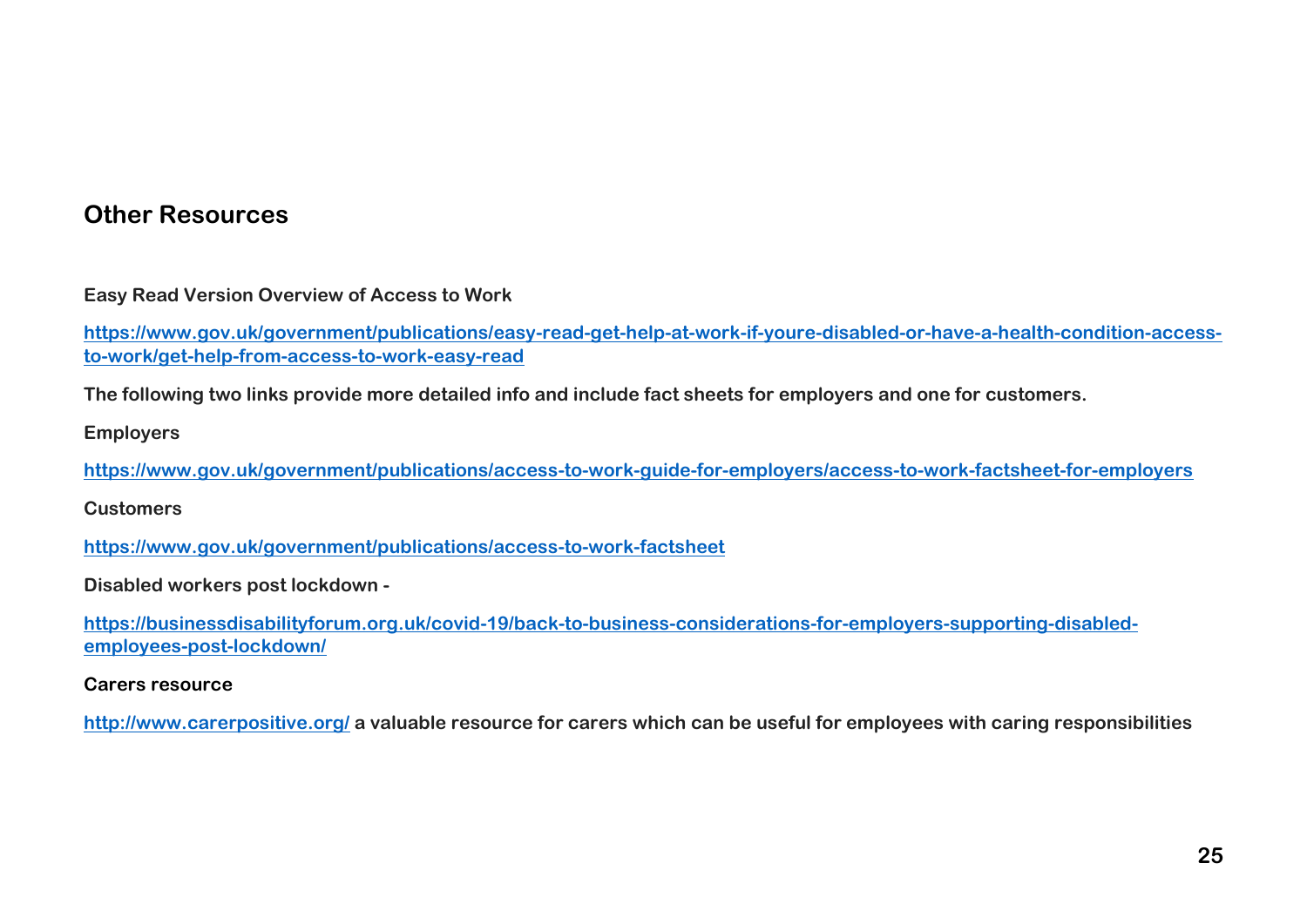## Other Resources

**Easy Read Version Overview of Access to Work**

**https://www.gov.uk/government/publications/easy-read-get-help-at-work-if-youre-disabled-or-have-a-health-condition-access-to-work/get-help-from-access-to-work-easy-read**

**The following two links provide more detailed info and include fact sheets for employers and one for customers.**

**Employers**

**https://www.gov.uk/government/publications/access-to-work-guide-for-employers/access-to-work-factsheet-for-employers**

**Customers**

**https://www.gov.uk/government/publications/access-to-work-factsheet**

**Disabled workers post lockdown -**

**https://businessdisabilityforum.org.uk/covid-19/back-to-business-considerations-for-employers-supporting-disabled-employees-post-lockdown/**

**Carers resource**

**http://www.carerpositive.org/ a valuable resource for carers which can be useful for employees with caring responsibilities**